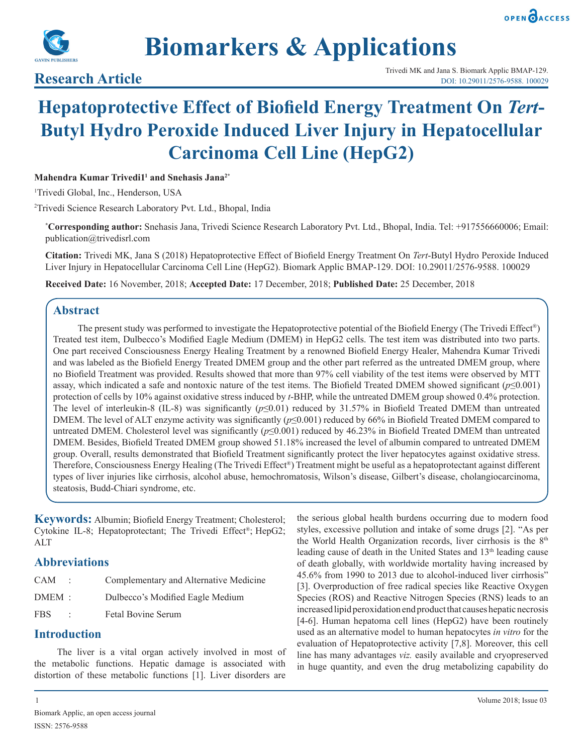# Hepatoprotective Effect of Biofield Energy Treatment On *Tert*-Butyl Hydro Peroxide Induced Liver Injury in Hepatocellular Carcinoma Cell Line (HepG2)

**Research Article**

**Mahendra Kumar Trivedi1[1] and Snehasis Jana[2*]**

[1]Trivedi Global, Inc., Henderson, USA

[2]Trivedi Science Research Laboratory Pvt. Ltd., Bhopal, India

**[*]Corresponding author:** Snehasis Jana, Trivedi Science Research Laboratory Pvt. Ltd., Bhopal, India. Tel: +917556660006; Email: publication@trivedisrl.com

**Citation:** Trivedi MK, Jana S (2018) Hepatoprotective Effect of Biofield Energy Treatment On *Tert*-Butyl Hydro Peroxide Induced Liver Injury in Hepatocellular Carcinoma Cell Line (HepG2). Biomark Applic BMAP-129. DOI: 10.29011/2576-9588. 100029

**Received Date:** 16 November, 2018; **Accepted Date:** 17 December, 2018; **Published Date:** 25 December, 2018

## Abstract

The present study was performed to investigate the Hepatoprotective potential of the Biofield Energy (The Trivedi Effect®) Treated test item, Dulbecco's Modified Eagle Medium (DMEM) in HepG2 cells. The test item was distributed into two parts. One part received Consciousness Energy Healing Treatment by a renowned Biofield Energy Healer, Mahendra Kumar Trivedi and was labeled as the Biofield Energy Treated DMEM group and the other part referred as the untreated DMEM group, where no Biofield Treatment was provided. Results showed that more than 97% cell viability of the test items were observed by MTT assay, which indicated a safe and nontoxic nature of the test items. The Biofield Treated DMEM showed significant ($p \leq 0.001$) protection of cells by 10% against oxidative stress induced by *t*-BHP, while the untreated DMEM group showed 0.4% protection. The level of interleukin-8 (IL-8) was significantly ($p \leq 0.01$) reduced by 31.57% in Biofield Treated DMEM than untreated DMEM. The level of ALT enzyme activity was significantly ($p \leq 0.001$) reduced by 66% in Biofield Treated DMEM compared to untreated DMEM. Cholesterol level was significantly ($p \leq 0.001$) reduced by 46.23% in Biofield Treated DMEM than untreated DMEM. Besides, Biofield Treated DMEM group showed 51.18% increased the level of albumin compared to untreated DMEM group. Overall, results demonstrated that Biofield Treatment significantly protect the liver hepatocytes against oxidative stress. Therefore, Consciousness Energy Healing (The Trivedi Effect®) Treatment might be useful as a hepatoprotectant against different types of liver injuries like cirrhosis, alcohol abuse, hemochromatosis, Wilson's disease, Gilbert's disease, cholangiocarcinoma, steatosis, Budd-Chiari syndrome, etc.

**Keywords:** Albumin; Biofield Energy Treatment; Cholesterol; Cytokine IL-8; Hepatoprotectant; The Trivedi Effect®; HepG2; ALT

## Abbreviations

| | | |
|---|---|---|
| CAM | : | Complementary and Alternative Medicine |
| DMEM | : | Dulbecco's Modified Eagle Medium |
| FBS | : | Fetal Bovine Serum |

## Introduction

The liver is a vital organ actively involved in most of the metabolic functions. Hepatic damage is associated with distortion of these metabolic functions [1]. Liver disorders are the serious global health burdens occurring due to modern food styles, excessive pollution and intake of some drugs [2]. "As per the World Health Organization records, liver cirrhosis is the 8th leading cause of death in the United States and 13th leading cause of death globally, with worldwide mortality having increased by 45.6% from 1990 to 2013 due to alcohol-induced liver cirrhosis" [3]. Overproduction of free radical species like Reactive Oxygen Species (ROS) and Reactive Nitrogen Species (RNS) leads to an increased lipid peroxidation end product that causes hepatic necrosis [4-6]. Human hepatoma cell lines (HepG2) have been routinely used as an alternative model to human hepatocytes *in vitro* for the evaluation of Hepatoprotective activity [7,8]. Moreover, this cell line has many advantages *viz.* easily available and cryopreserved in huge quantity, and even the drug metabolizing capability do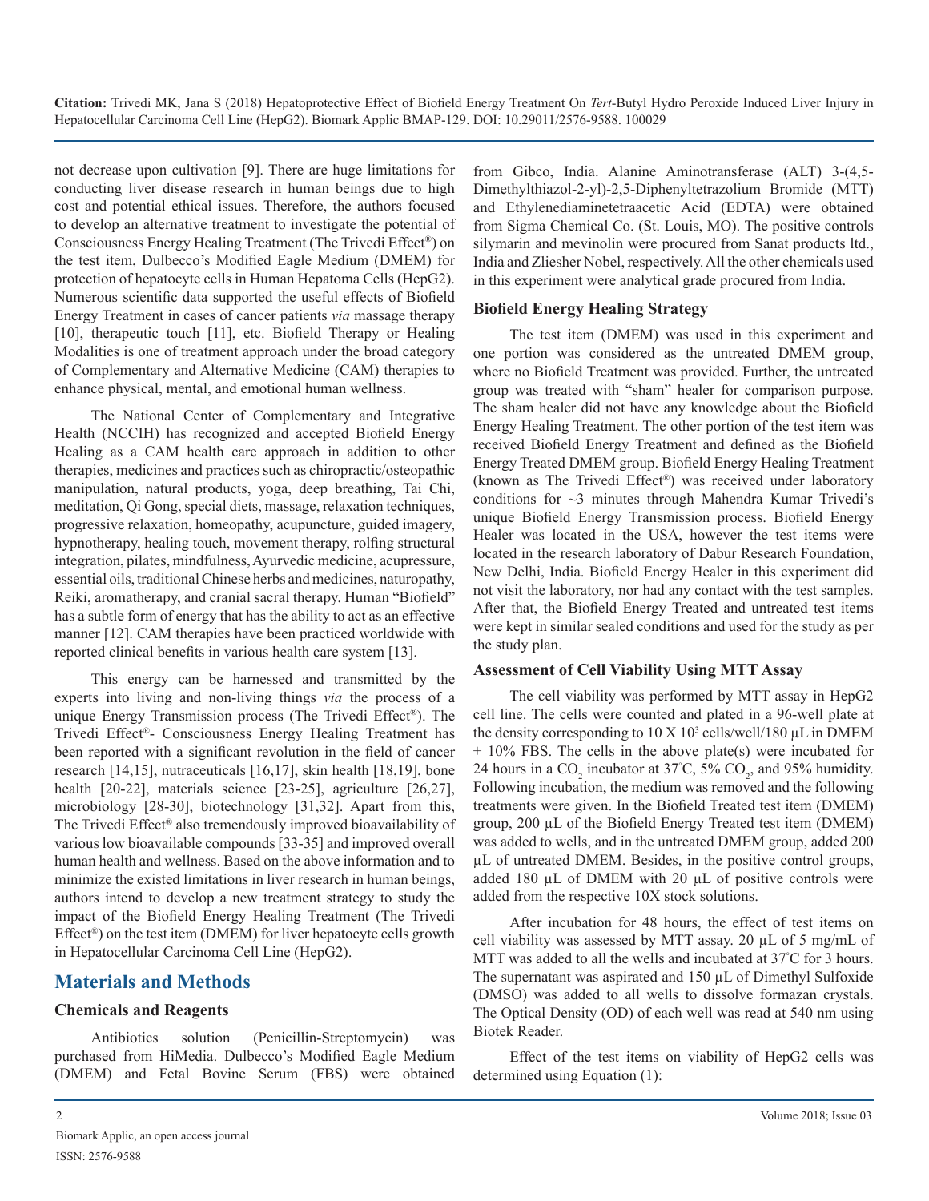not decrease upon cultivation [9]. There are huge limitations for conducting liver disease research in human beings due to high cost and potential ethical issues. Therefore, the authors focused to develop an alternative treatment to investigate the potential of Consciousness Energy Healing Treatment (The Trivedi Effect®) on the test item, Dulbecco's Modified Eagle Medium (DMEM) for protection of hepatocyte cells in Human Hepatoma Cells (HepG2). Numerous scientific data supported the useful effects of Biofield Energy Treatment in cases of cancer patients *via* massage therapy [10], therapeutic touch [11], etc. Biofield Therapy or Healing Modalities is one of treatment approach under the broad category of Complementary and Alternative Medicine (CAM) therapies to enhance physical, mental, and emotional human wellness.

The National Center of Complementary and Integrative Health (NCCIH) has recognized and accepted Biofield Energy Healing as a CAM health care approach in addition to other therapies, medicines and practices such as chiropractic/osteopathic manipulation, natural products, yoga, deep breathing, Tai Chi, meditation, Qi Gong, special diets, massage, relaxation techniques, progressive relaxation, homeopathy, acupuncture, guided imagery, hypnotherapy, healing touch, movement therapy, rolfing structural integration, pilates, mindfulness, Ayurvedic medicine, acupressure, essential oils, traditional Chinese herbs and medicines, naturopathy, Reiki, aromatherapy, and cranial sacral therapy. Human "Biofield" has a subtle form of energy that has the ability to act as an effective manner [12]. CAM therapies have been practiced worldwide with reported clinical benefits in various health care system [13].

This energy can be harnessed and transmitted by the experts into living and non-living things *via* the process of a unique Energy Transmission process (The Trivedi Effect®). The Trivedi Effect®- Consciousness Energy Healing Treatment has been reported with a significant revolution in the field of cancer research [14,15], nutraceuticals [16,17], skin health [18,19], bone health [20-22], materials science [23-25], agriculture [26,27], microbiology [28-30], biotechnology [31,32]. Apart from this, The Trivedi Effect® also tremendously improved bioavailability of various low bioavailable compounds [33-35] and improved overall human health and wellness. Based on the above information and to minimize the existed limitations in liver research in human beings, authors intend to develop a new treatment strategy to study the impact of the Biofield Energy Healing Treatment (The Trivedi Effect®) on the test item (DMEM) for liver hepatocyte cells growth in Hepatocellular Carcinoma Cell Line (HepG2).

## Materials and Methods

### Chemicals and Reagents

Antibiotics solution (Penicillin-Streptomycin) was purchased from HiMedia. Dulbecco's Modified Eagle Medium (DMEM) and Fetal Bovine Serum (FBS) were obtained from Gibco, India. Alanine Aminotransferase (ALT) 3-(4,5-Dimethylthiazol-2-yl)-2,5-Diphenyltetrazolium Bromide (MTT) and Ethylenediaminetetraacetic Acid (EDTA) were obtained from Sigma Chemical Co. (St. Louis, MO). The positive controls silymarin and mevinolin were procured from Sanat products ltd., India and Zliesher Nobel, respectively. All the other chemicals used in this experiment were analytical grade procured from India.

### Biofield Energy Healing Strategy

The test item (DMEM) was used in this experiment and one portion was considered as the untreated DMEM group, where no Biofield Treatment was provided. Further, the untreated group was treated with "sham" healer for comparison purpose. The sham healer did not have any knowledge about the Biofield Energy Healing Treatment. The other portion of the test item was received Biofield Energy Treatment and defined as the Biofield Energy Treated DMEM group. Biofield Energy Healing Treatment (known as The Trivedi Effect®) was received under laboratory conditions for ~3 minutes through Mahendra Kumar Trivedi's unique Biofield Energy Transmission process. Biofield Energy Healer was located in the USA, however the test items were located in the research laboratory of Dabur Research Foundation, New Delhi, India. Biofield Energy Healer in this experiment did not visit the laboratory, nor had any contact with the test samples. After that, the Biofield Energy Treated and untreated test items were kept in similar sealed conditions and used for the study as per the study plan.

### Assessment of Cell Viability Using MTT Assay

The cell viability was performed by MTT assay in HepG2 cell line. The cells were counted and plated in a 96-well plate at the density corresponding to $10 \times 10^3$ cells/well/180 µL in DMEM + 10% FBS. The cells in the above plate(s) were incubated for 24 hours in a $CO_2$ incubator at 37°C, 5% $CO_2$, and 95% humidity. Following incubation, the medium was removed and the following treatments were given. In the Biofield Treated test item (DMEM) group, 200 µL of the Biofield Energy Treated test item (DMEM) was added to wells, and in the untreated DMEM group, added 200 µL of untreated DMEM. Besides, in the positive control groups, added 180 µL of DMEM with 20 µL of positive controls were added from the respective 10X stock solutions.

After incubation for 48 hours, the effect of test items on cell viability was assessed by MTT assay. 20 µL of 5 mg/mL of MTT was added to all the wells and incubated at 37°C for 3 hours. The supernatant was aspirated and 150 µL of Dimethyl Sulfoxide (DMSO) was added to all wells to dissolve formazan crystals. The Optical Density (OD) of each well was read at 540 nm using Biotek Reader.

Effect of the test items on viability of HepG2 cells was determined using Equation (1):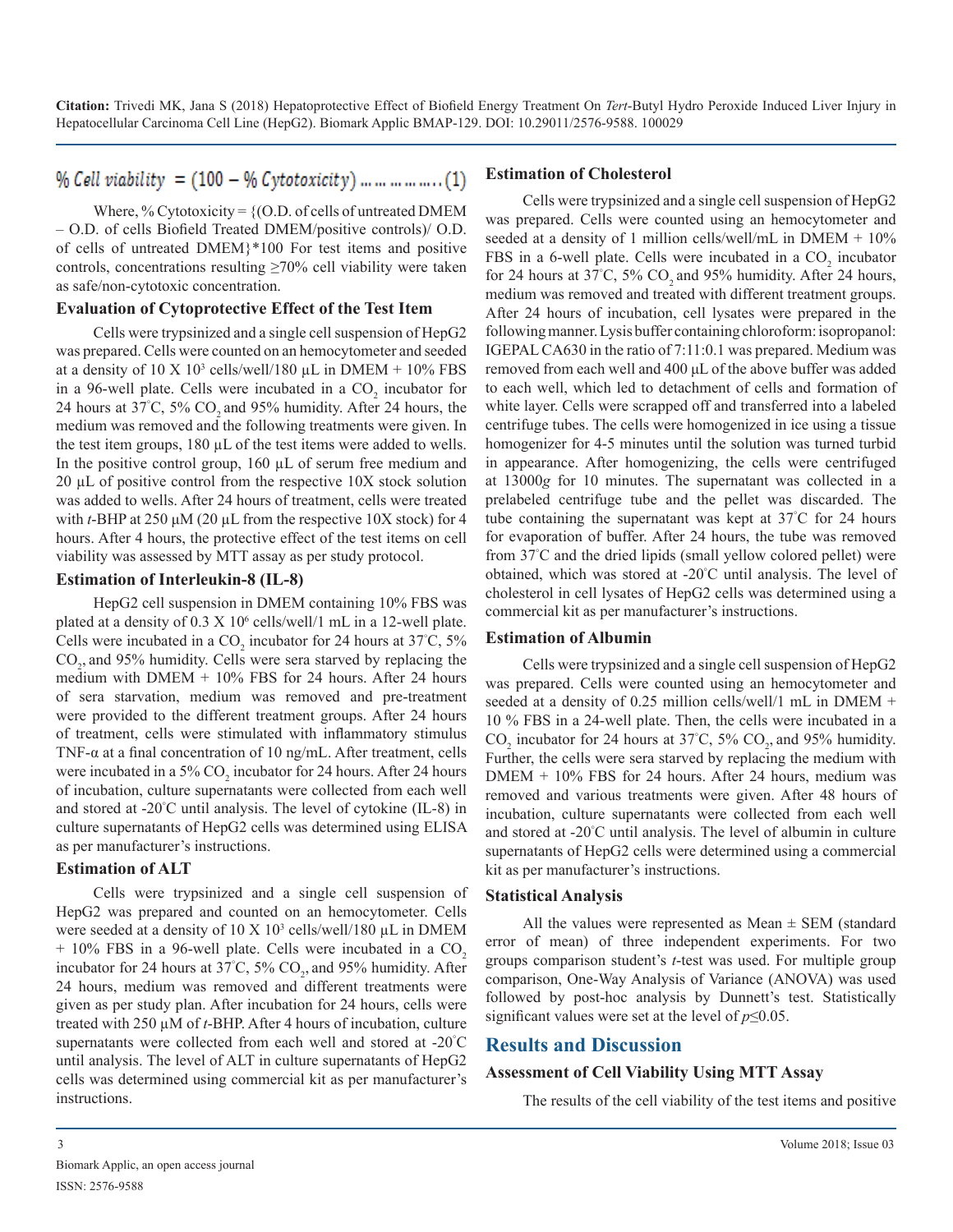$$\% \, Cell \, viability = (100 - \% \, Cytotoxicity) \ldots\ldots\ldots\ldots (1)$$

Where, % Cytotoxicity = {(O.D. of cells of untreated DMEM – O.D. of cells Biofield Treated DMEM/positive controls)/ O.D. of cells of untreated DMEM}*100 For test items and positive controls, concentrations resulting ≥70% cell viability were taken as safe/non-cytotoxic concentration.

### Evaluation of Cytoprotective Effect of the Test Item

Cells were trypsinized and a single cell suspension of HepG2 was prepared. Cells were counted on an hemocytometer and seeded at a density of 10 X $10^3$ cells/well/180 µL in DMEM + 10% FBS in a 96-well plate. Cells were incubated in a $CO_2$ incubator for 24 hours at 37°C, 5% $CO_2$ and 95% humidity. After 24 hours, the medium was removed and the following treatments were given. In the test item groups, 180 µL of the test items were added to wells. In the positive control group, 160 µL of serum free medium and 20 µL of positive control from the respective 10X stock solution was added to wells. After 24 hours of treatment, cells were treated with *t*-BHP at 250 µM (20 µL from the respective 10X stock) for 4 hours. After 4 hours, the protective effect of the test items on cell viability was assessed by MTT assay as per study protocol.

### Estimation of Interleukin-8 (IL-8)

HepG2 cell suspension in DMEM containing 10% FBS was plated at a density of 0.3 X $10^6$ cells/well/1 mL in a 12-well plate. Cells were incubated in a $CO_2$ incubator for 24 hours at 37°C, 5% $CO_2$, and 95% humidity. Cells were sera starved by replacing the medium with DMEM + 10% FBS for 24 hours. After 24 hours of sera starvation, medium was removed and pre-treatment were provided to the different treatment groups. After 24 hours of treatment, cells were stimulated with inflammatory stimulus TNF-α at a final concentration of 10 ng/mL. After treatment, cells were incubated in a 5% $CO_2$ incubator for 24 hours. After 24 hours of incubation, culture supernatants were collected from each well and stored at -20°C until analysis. The level of cytokine (IL-8) in culture supernatants of HepG2 cells was determined using ELISA as per manufacturer's instructions.

### Estimation of ALT

Cells were trypsinized and a single cell suspension of HepG2 was prepared and counted on an hemocytometer. Cells were seeded at a density of 10 X $10^3$ cells/well/180 µL in DMEM + 10% FBS in a 96-well plate. Cells were incubated in a $CO_2$ incubator for 24 hours at 37°C, 5% $CO_2$, and 95% humidity. After 24 hours, medium was removed and different treatments were given as per study plan. After incubation for 24 hours, cells were treated with 250 µM of *t*-BHP. After 4 hours of incubation, culture supernatants were collected from each well and stored at -20°C until analysis. The level of ALT in culture supernatants of HepG2 cells was determined using commercial kit as per manufacturer's instructions.

### Estimation of Cholesterol

Cells were trypsinized and a single cell suspension of HepG2 was prepared. Cells were counted using an hemocytometer and seeded at a density of 1 million cells/well/mL in DMEM + 10% FBS in a 6-well plate. Cells were incubated in a $CO_2$ incubator for 24 hours at 37°C, 5% $CO_2$ and 95% humidity. After 24 hours, medium was removed and treated with different treatment groups. After 24 hours of incubation, cell lysates were prepared in the following manner. Lysis buffer containing chloroform: isopropanol: IGEPAL CA630 in the ratio of 7:11:0.1 was prepared. Medium was removed from each well and 400 µL of the above buffer was added to each well, which led to detachment of cells and formation of white layer. Cells were scrapped off and transferred into a labeled centrifuge tubes. The cells were homogenized in ice using a tissue homogenizer for 4-5 minutes until the solution was turned turbid in appearance. After homogenizing, the cells were centrifuged at 13000*g* for 10 minutes. The supernatant was collected in a prelabeled centrifuge tube and the pellet was discarded. The tube containing the supernatant was kept at 37°C for 24 hours for evaporation of buffer. After 24 hours, the tube was removed from 37°C and the dried lipids (small yellow colored pellet) were obtained, which was stored at -20°C until analysis. The level of cholesterol in cell lysates of HepG2 cells was determined using a commercial kit as per manufacturer's instructions.

### Estimation of Albumin

Cells were trypsinized and a single cell suspension of HepG2 was prepared. Cells were counted using an hemocytometer and seeded at a density of 0.25 million cells/well/1 mL in DMEM + 10 % FBS in a 24-well plate. Then, the cells were incubated in a $CO_2$ incubator for 24 hours at 37°C, 5% $CO_2$, and 95% humidity. Further, the cells were sera starved by replacing the medium with DMEM + 10% FBS for 24 hours. After 24 hours, medium was removed and various treatments were given. After 48 hours of incubation, culture supernatants were collected from each well and stored at -20°C until analysis. The level of albumin in culture supernatants of HepG2 cells were determined using a commercial kit as per manufacturer's instructions.

### Statistical Analysis

All the values were represented as Mean ± SEM (standard error of mean) of three independent experiments. For two groups comparison student's *t*-test was used. For multiple group comparison, One-Way Analysis of Variance (ANOVA) was used followed by post-hoc analysis by Dunnett's test. Statistically significant values were set at the level of $p \leq 0.05$.

## Results and Discussion

### Assessment of Cell Viability Using MTT Assay

The results of the cell viability of the test items and positive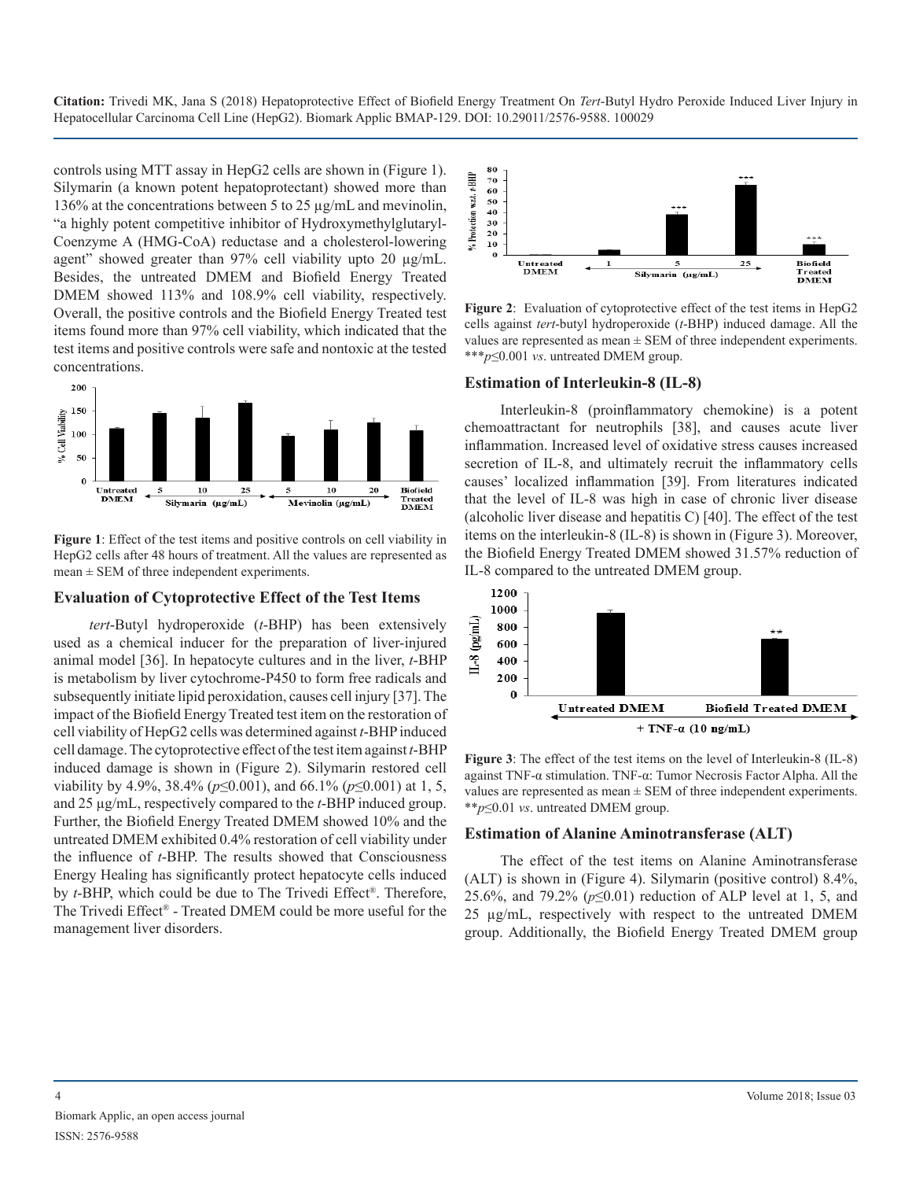controls using MTT assay in HepG2 cells are shown in (Figure 1). Silymarin (a known potent hepatoprotectant) showed more than 136% at the concentrations between 5 to 25 µg/mL and mevinolin, "a highly potent competitive inhibitor of Hydroxymethylglutaryl-Coenzyme A (HMG-CoA) reductase and a cholesterol-lowering agent" showed greater than 97% cell viability upto 20 µg/mL. Besides, the untreated DMEM and Biofield Energy Treated DMEM showed 113% and 108.9% cell viability, respectively. Overall, the positive controls and the Biofield Energy Treated test items found more than 97% cell viability, which indicated that the test items and positive controls were safe and nontoxic at the tested concentrations.

**Figure 1**: Effect of the test items and positive controls on cell viability in HepG2 cells after 48 hours of treatment. All the values are represented as mean ± SEM of three independent experiments.

### Evaluation of Cytoprotective Effect of the Test Items

*tert*-Butyl hydroperoxide (*t*-BHP) has been extensively used as a chemical inducer for the preparation of liver-injured animal model [36]. In hepatocyte cultures and in the liver, *t*-BHP is metabolism by liver cytochrome-P450 to form free radicals and subsequently initiate lipid peroxidation, causes cell injury [37]. The impact of the Biofield Energy Treated test item on the restoration of cell viability of HepG2 cells was determined against *t*-BHP induced cell damage. The cytoprotective effect of the test item against *t*-BHP induced damage is shown in (Figure 2). Silymarin restored cell viability by 4.9%, 38.4% ($p \leq 0.001$), and 66.1% ($p \leq 0.001$) at 1, 5, and 25 µg/mL, respectively compared to the *t*-BHP induced group. Further, the Biofield Energy Treated DMEM showed 10% and the untreated DMEM exhibited 0.4% restoration of cell viability under the influence of *t*-BHP. The results showed that Consciousness Energy Healing has significantly protect hepatocyte cells induced by *t*-BHP, which could be due to The Trivedi Effect®. Therefore, The Trivedi Effect® - Treated DMEM could be more useful for the management liver disorders.

**Figure 2**: Evaluation of cytoprotective effect of the test items in HepG2 cells against *tert*-butyl hydroperoxide (*t*-BHP) induced damage. All the values are represented as mean ± SEM of three independent experiments. ***$p \leq 0.001$ *vs*. untreated DMEM group.

### Estimation of Interleukin-8 (IL-8)

Interleukin-8 (proinflammatory chemokine) is a potent chemoattractant for neutrophils [38], and causes acute liver inflammation. Increased level of oxidative stress causes increased secretion of IL-8, and ultimately recruit the inflammatory cells causes' localized inflammation [39]. From literatures indicated that the level of IL-8 was high in case of chronic liver disease (alcoholic liver disease and hepatitis C) [40]. The effect of the test items on the interleukin-8 (IL-8) is shown in (Figure 3). Moreover, the Biofield Energy Treated DMEM showed 31.57% reduction of IL-8 compared to the untreated DMEM group.

**Figure 3**: The effect of the test items on the level of Interleukin-8 (IL-8) against TNF-α stimulation. TNF-α: Tumor Necrosis Factor Alpha. All the values are represented as mean ± SEM of three independent experiments. **$p \leq 0.01$ *vs*. untreated DMEM group.

### Estimation of Alanine Aminotransferase (ALT)

The effect of the test items on Alanine Aminotransferase (ALT) is shown in (Figure 4). Silymarin (positive control) 8.4%, 25.6%, and 79.2% ($p \leq 0.01$) reduction of ALP level at 1, 5, and 25 µg/mL, respectively with respect to the untreated DMEM group. Additionally, the Biofield Energy Treated DMEM group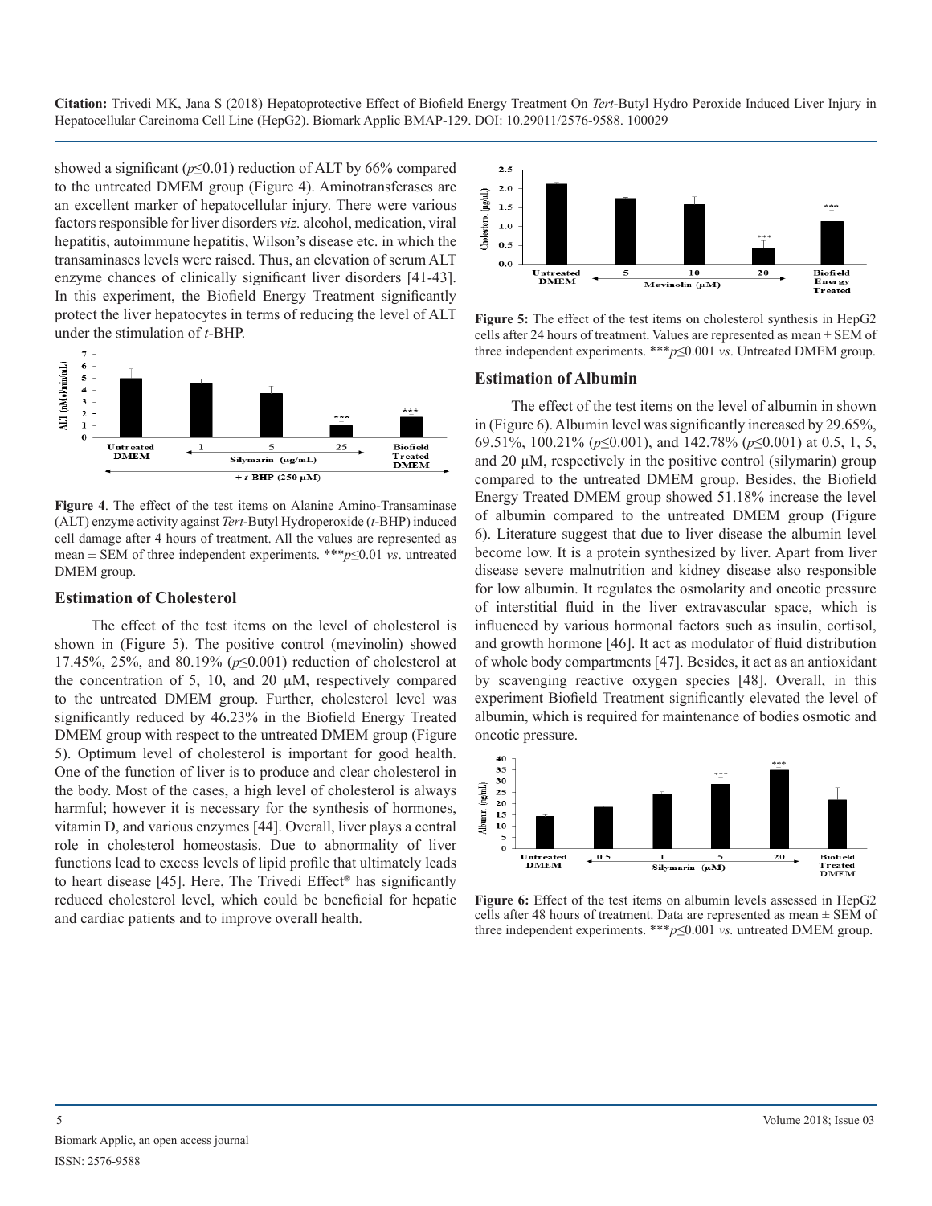showed a significant ($p \leq 0.01$) reduction of ALT by 66% compared to the untreated DMEM group (Figure 4). Aminotransferases are an excellent marker of hepatocellular injury. There were various factors responsible for liver disorders *viz.* alcohol, medication, viral hepatitis, autoimmune hepatitis, Wilson's disease etc. in which the transaminases levels were raised. Thus, an elevation of serum ALT enzyme chances of clinically significant liver disorders [41-43]. In this experiment, the Biofield Energy Treatment significantly protect the liver hepatocytes in terms of reducing the level of ALT under the stimulation of *t*-BHP.

**Figure 4**. The effect of the test items on Alanine Amino-Transaminase (ALT) enzyme activity against *Tert*-Butyl Hydroperoxide (*t*-BHP) induced cell damage after 4 hours of treatment. All the values are represented as mean ± SEM of three independent experiments. ***$p \leq 0.01$ *vs*. untreated DMEM group.

## Estimation of Cholesterol

The effect of the test items on the level of cholesterol is shown in (Figure 5). The positive control (mevinolin) showed 17.45%, 25%, and 80.19% ($p \leq 0.001$) reduction of cholesterol at the concentration of 5, 10, and 20 µM, respectively compared to the untreated DMEM group. Further, cholesterol level was significantly reduced by 46.23% in the Biofield Energy Treated DMEM group with respect to the untreated DMEM group (Figure 5). Optimum level of cholesterol is important for good health. One of the function of liver is to produce and clear cholesterol in the body. Most of the cases, a high level of cholesterol is always harmful; however it is necessary for the synthesis of hormones, vitamin D, and various enzymes [44]. Overall, liver plays a central role in cholesterol homeostasis. Due to abnormality of liver functions lead to excess levels of lipid profile that ultimately leads to heart disease [45]. Here, The Trivedi Effect® has significantly reduced cholesterol level, which could be beneficial for hepatic and cardiac patients and to improve overall health.

**Figure 5:** The effect of the test items on cholesterol synthesis in HepG2 cells after 24 hours of treatment. Values are represented as mean ± SEM of three independent experiments. ***$p \leq 0.001$ *vs*. Untreated DMEM group.

## Estimation of Albumin

The effect of the test items on the level of albumin in shown in (Figure 6). Albumin level was significantly increased by 29.65%, 69.51%, 100.21% ($p \leq 0.001$), and 142.78% ($p \leq 0.001$) at 0.5, 1, 5, and 20 µM, respectively in the positive control (silymarin) group compared to the untreated DMEM group. Besides, the Biofield Energy Treated DMEM group showed 51.18% increase the level of albumin compared to the untreated DMEM group (Figure 6). Literature suggest that due to liver disease the albumin level become low. It is a protein synthesized by liver. Apart from liver disease severe malnutrition and kidney disease also responsible for low albumin. It regulates the osmolarity and oncotic pressure of interstitial fluid in the liver extravascular space, which is influenced by various hormonal factors such as insulin, cortisol, and growth hormone [46]. It act as modulator of fluid distribution of whole body compartments [47]. Besides, it act as an antioxidant by scavenging reactive oxygen species [48]. Overall, in this experiment Biofield Treatment significantly elevated the level of albumin, which is required for maintenance of bodies osmotic and oncotic pressure.

**Figure 6:** Effect of the test items on albumin levels assessed in HepG2 cells after 48 hours of treatment. Data are represented as mean ± SEM of three independent experiments. ***$p \leq 0.001$ *vs.* untreated DMEM group.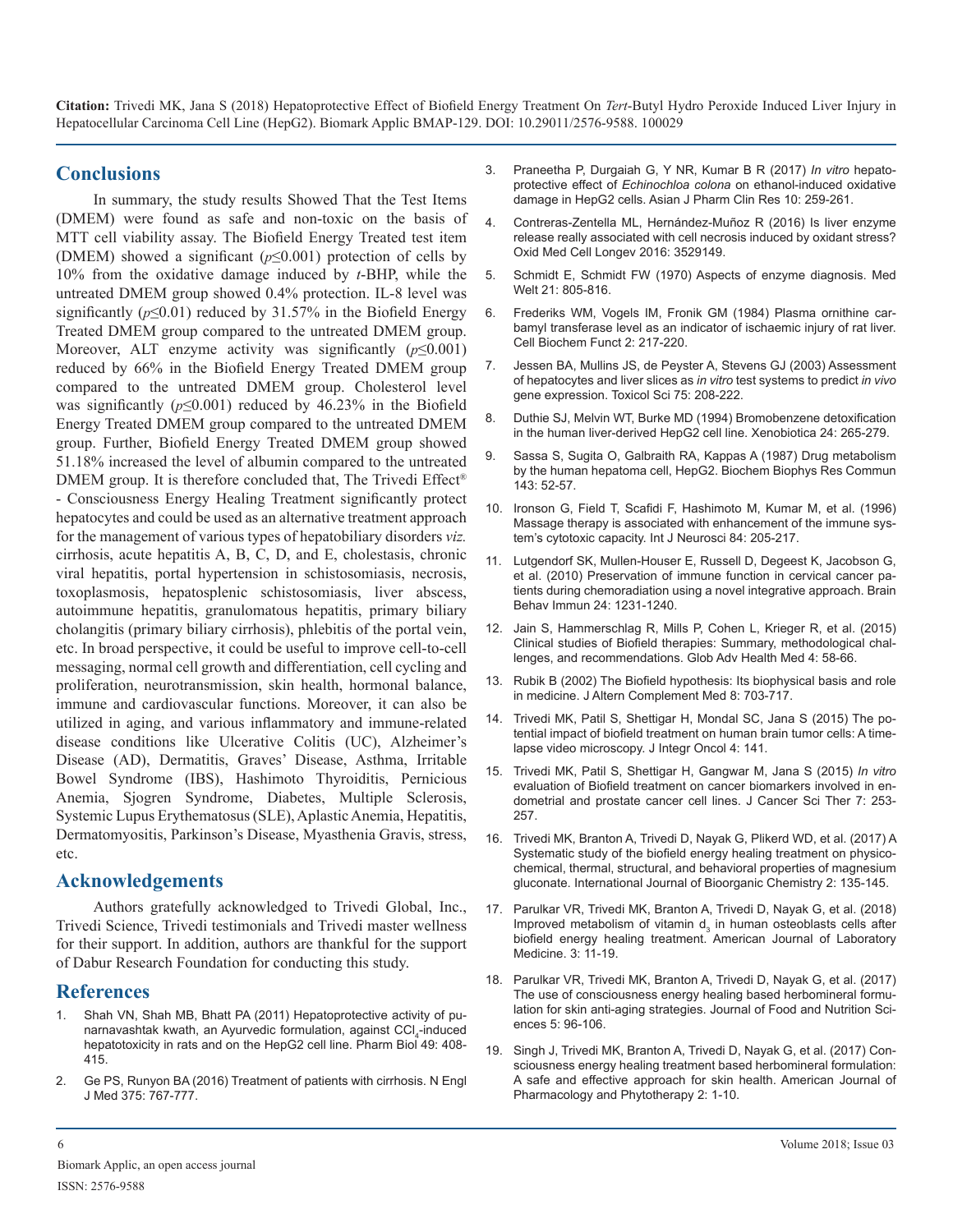## Conclusions

In summary, the study results Showed That the Test Items (DMEM) were found as safe and non-toxic on the basis of MTT cell viability assay. The Biofield Energy Treated test item (DMEM) showed a significant ($p \leq 0.001$) protection of cells by 10% from the oxidative damage induced by *t*-BHP, while the untreated DMEM group showed 0.4% protection. IL-8 level was significantly ($p \leq 0.01$) reduced by 31.57% in the Biofield Energy Treated DMEM group compared to the untreated DMEM group. Moreover, ALT enzyme activity was significantly ($p \leq 0.001$) reduced by 66% in the Biofield Energy Treated DMEM group compared to the untreated DMEM group. Cholesterol level was significantly ($p \leq 0.001$) reduced by 46.23% in the Biofield Energy Treated DMEM group compared to the untreated DMEM group. Further, Biofield Energy Treated DMEM group showed 51.18% increased the level of albumin compared to the untreated DMEM group. It is therefore concluded that, The Trivedi Effect® - Consciousness Energy Healing Treatment significantly protect hepatocytes and could be used as an alternative treatment approach for the management of various types of hepatobiliary disorders *viz.* cirrhosis, acute hepatitis A, B, C, D, and E, cholestasis, chronic viral hepatitis, portal hypertension in schistosomiasis, necrosis, toxoplasmosis, hepatosplenic schistosomiasis, liver abscess, autoimmune hepatitis, granulomatous hepatitis, primary biliary cholangitis (primary biliary cirrhosis), phlebitis of the portal vein, etc. In broad perspective, it could be useful to improve cell-to-cell messaging, normal cell growth and differentiation, cell cycling and proliferation, neurotransmission, skin health, hormonal balance, immune and cardiovascular functions. Moreover, it can also be utilized in aging, and various inflammatory and immune-related disease conditions like Ulcerative Colitis (UC), Alzheimer's Disease (AD), Dermatitis, Graves' Disease, Asthma, Irritable Bowel Syndrome (IBS), Hashimoto Thyroiditis, Pernicious Anemia, Sjogren Syndrome, Diabetes, Multiple Sclerosis, Systemic Lupus Erythematosus (SLE), Aplastic Anemia, Hepatitis, Dermatomyositis, Parkinson's Disease, Myasthenia Gravis, stress, etc.

## Acknowledgements

Authors gratefully acknowledged to Trivedi Global, Inc., Trivedi Science, Trivedi testimonials and Trivedi master wellness for their support. In addition, authors are thankful for the support of Dabur Research Foundation for conducting this study.

## References

1. Shah VN, Shah MB, Bhatt PA (2011) Hepatoprotective activity of punarnavashtak kwath, an Ayurvedic formulation, against $CCl_4$-induced hepatotoxicity in rats and on the HepG2 cell line. Pharm Biol 49: 408-415.
2. Ge PS, Runyon BA (2016) Treatment of patients with cirrhosis. N Engl J Med 375: 767-777.
3. Praneetha P, Durgaiah G, Y NR, Kumar B R (2017) *In vitro* hepatoprotective effect of *Echinochloa colona* on ethanol-induced oxidative damage in HepG2 cells. Asian J Pharm Clin Res 10: 259-261.
4. Contreras-Zentella ML, Hernández-Muñoz R (2016) Is liver enzyme release really associated with cell necrosis induced by oxidant stress? Oxid Med Cell Longev 2016: 3529149.
5. Schmidt E, Schmidt FW (1970) Aspects of enzyme diagnosis. Med Welt 21: 805-816.
6. Frederiks WM, Vogels IM, Fronik GM (1984) Plasma ornithine carbamyl transferase level as an indicator of ischaemic injury of rat liver. Cell Biochem Funct 2: 217-220.
7. Jessen BA, Mullins JS, de Peyster A, Stevens GJ (2003) Assessment of hepatocytes and liver slices as *in vitro* test systems to predict *in vivo* gene expression. Toxicol Sci 75: 208-222.
8. Duthie SJ, Melvin WT, Burke MD (1994) Bromobenzene detoxification in the human liver-derived HepG2 cell line. Xenobiotica 24: 265-279.
9. Sassa S, Sugita O, Galbraith RA, Kappas A (1987) Drug metabolism by the human hepatoma cell, HepG2. Biochem Biophys Res Commun 143: 52-57.
10. Ironson G, Field T, Scafidi F, Hashimoto M, Kumar M, et al. (1996) Massage therapy is associated with enhancement of the immune system's cytotoxic capacity. Int J Neurosci 84: 205-217.
11. Lutgendorf SK, Mullen-Houser E, Russell D, Degeest K, Jacobson G, et al. (2010) Preservation of immune function in cervical cancer patients during chemoradiation using a novel integrative approach. Brain Behav Immun 24: 1231-1240.
12. Jain S, Hammerschlag R, Mills P, Cohen L, Krieger R, et al. (2015) Clinical studies of Biofield therapies: Summary, methodological challenges, and recommendations. Glob Adv Health Med 4: 58-66.
13. Rubik B (2002) The Biofield hypothesis: Its biophysical basis and role in medicine. J Altern Complement Med 8: 703-717.
14. Trivedi MK, Patil S, Shettigar H, Mondal SC, Jana S (2015) The potential impact of biofield treatment on human brain tumor cells: A time-lapse video microscopy. J Integr Oncol 4: 141.
15. Trivedi MK, Patil S, Shettigar H, Gangwar M, Jana S (2015) *In vitro* evaluation of Biofield treatment on cancer biomarkers involved in endometrial and prostate cancer cell lines. J Cancer Sci Ther 7: 253-257.
16. Trivedi MK, Branton A, Trivedi D, Nayak G, Plikerd WD, et al. (2017) A Systematic study of the biofield energy healing treatment on physicochemical, thermal, structural, and behavioral properties of magnesium gluconate. International Journal of Bioorganic Chemistry 2: 135-145.
17. Parulkar VR, Trivedi MK, Branton A, Trivedi D, Nayak G, et al. (2018) Improved metabolism of vitamin $d_3$ in human osteoblasts cells after biofield energy healing treatment. American Journal of Laboratory Medicine. 3: 11-19.
18. Parulkar VR, Trivedi MK, Branton A, Trivedi D, Nayak G, et al. (2017) The use of consciousness energy healing based herbomineral formulation for skin anti-aging strategies. Journal of Food and Nutrition Sciences 5: 96-106.
19. Singh J, Trivedi MK, Branton A, Trivedi D, Nayak G, et al. (2017) Consciousness energy healing treatment based herbomineral formulation: A safe and effective approach for skin health. American Journal of Pharmacology and Phytotherapy 2: 1-10.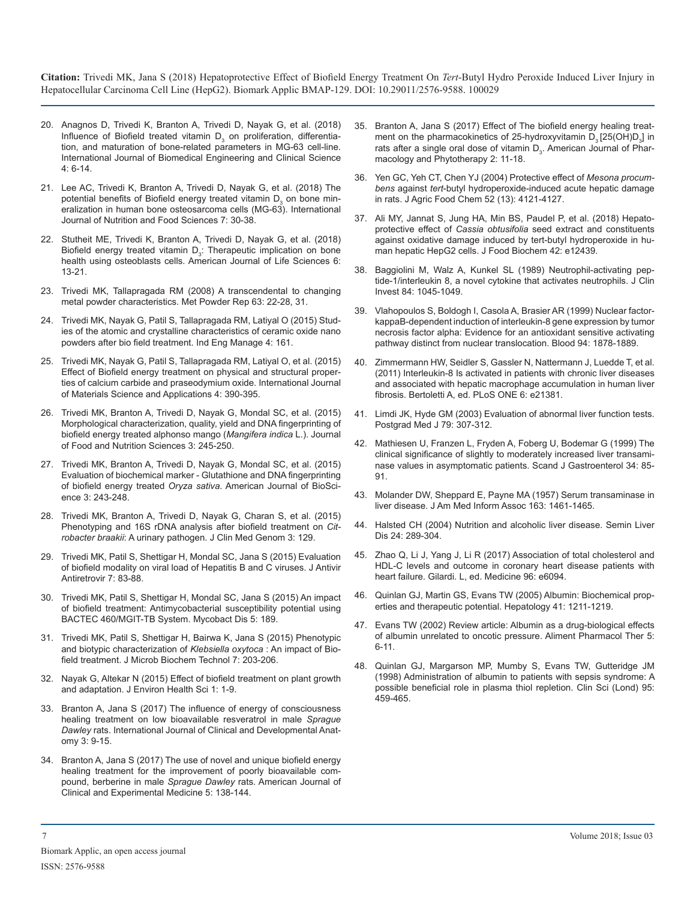20. Anagnos D, Trivedi K, Branton A, Trivedi D, Nayak G, et al. (2018) Influence of Biofield treated vitamin $D_3$ on proliferation, differentiation, and maturation of bone-related parameters in MG-63 cell-line. International Journal of Biomedical Engineering and Clinical Science 4: 6-14.

21. Lee AC, Trivedi K, Branton A, Trivedi D, Nayak G, et al. (2018) The potential benefits of Biofield energy treated vitamin $D_3$ on bone mineralization in human bone osteosarcoma cells (MG-63). International Journal of Nutrition and Food Sciences 7: 30-38.

22. Stutheit ME, Trivedi K, Branton A, Trivedi D, Nayak G, et al. (2018) Biofield energy treated vitamin $D_3$: Therapeutic implication on bone health using osteoblasts cells. American Journal of Life Sciences 6: 13-21.

23. Trivedi MK, Tallapragada RM (2008) A transcendental to changing metal powder characteristics. Met Powder Rep 63: 22-28, 31.

24. Trivedi MK, Nayak G, Patil S, Tallapragada RM, Latiyal O (2015) Studies of the atomic and crystalline characteristics of ceramic oxide nano powders after bio field treatment. Ind Eng Manage 4: 161.

25. Trivedi MK, Nayak G, Patil S, Tallapragada RM, Latiyal O, et al. (2015) Effect of Biofield energy treatment on physical and structural properties of calcium carbide and praseodymium oxide. International Journal of Materials Science and Applications 4: 390-395.

26. Trivedi MK, Branton A, Trivedi D, Nayak G, Mondal SC, et al. (2015) Morphological characterization, quality, yield and DNA fingerprinting of biofield energy treated alphonso mango (*Mangifera indica* L.). Journal of Food and Nutrition Sciences 3: 245-250.

27. Trivedi MK, Branton A, Trivedi D, Nayak G, Mondal SC, et al. (2015) Evaluation of biochemical marker - Glutathione and DNA fingerprinting of biofield energy treated *Oryza sativa*. American Journal of BioScience 3: 243-248.

28. Trivedi MK, Branton A, Trivedi D, Nayak G, Charan S, et al. (2015) Phenotyping and 16S rDNA analysis after biofield treatment on *Citrobacter braakii*: A urinary pathogen. J Clin Med Genom 3: 129.

29. Trivedi MK, Patil S, Shettigar H, Mondal SC, Jana S (2015) Evaluation of biofield modality on viral load of Hepatitis B and C viruses. J Antivir Antiretrovir 7: 83-88.

30. Trivedi MK, Patil S, Shettigar H, Mondal SC, Jana S (2015) An impact of biofield treatment: Antimycobacterial susceptibility potential using BACTEC 460/MGIT-TB System. Mycobact Dis 5: 189.

31. Trivedi MK, Patil S, Shettigar H, Bairwa K, Jana S (2015) Phenotypic and biotypic characterization of *Klebsiella oxytoca* : An impact of Biofield treatment. J Microb Biochem Technol 7: 203-206.

32. Nayak G, Altekar N (2015) Effect of biofield treatment on plant growth and adaptation. J Environ Health Sci 1: 1-9.

33. Branton A, Jana S (2017) The influence of energy of consciousness healing treatment on low bioavailable resveratrol in male *Sprague Dawley* rats. International Journal of Clinical and Developmental Anatomy 3: 9-15.

34. Branton A, Jana S (2017) The use of novel and unique biofield energy healing treatment for the improvement of poorly bioavailable compound, berberine in male *Sprague Dawley* rats. American Journal of Clinical and Experimental Medicine 5: 138-144.

35. Branton A, Jana S (2017) Effect of The biofield energy healing treatment on the pharmacokinetics of 25-hydroxyvitamin $D_3$ [25(OH)$D_3$] in rats after a single oral dose of vitamin $D_3$. American Journal of Pharmacology and Phytotherapy 2: 11-18.

36. Yen GC, Yeh CT, Chen YJ (2004) Protective effect of *Mesona procumbens* against *tert*-butyl hydroperoxide-induced acute hepatic damage in rats. J Agric Food Chem 52 (13): 4121-4127.

37. Ali MY, Jannat S, Jung HA, Min BS, Paudel P, et al. (2018) Hepatoprotective effect of *Cassia obtusifolia* seed extract and constituents against oxidative damage induced by tert-butyl hydroperoxide in human hepatic HepG2 cells. J Food Biochem 42: e12439.

38. Baggiolini M, Walz A, Kunkel SL (1989) Neutrophil-activating peptide-1/interleukin 8, a novel cytokine that activates neutrophils. J Clin Invest 84: 1045-1049.

39. Vlahopoulos S, Boldogh I, Casola A, Brasier AR (1999) Nuclear factor-kappaB-dependent induction of interleukin-8 gene expression by tumor necrosis factor alpha: Evidence for an antioxidant sensitive activating pathway distinct from nuclear translocation. Blood 94: 1878-1889.

40. Zimmermann HW, Seidler S, Gassler N, Nattermann J, Luedde T, et al. (2011) Interleukin-8 Is activated in patients with chronic liver diseases and associated with hepatic macrophage accumulation in human liver fibrosis. Bertoletti A, ed. PLoS ONE 6: e21381.

41. Limdi JK, Hyde GM (2003) Evaluation of abnormal liver function tests. Postgrad Med J 79: 307-312.

42. Mathiesen U, Franzen L, Fryden A, Foberg U, Bodemar G (1999) The clinical significance of slightly to moderately increased liver transaminase values in asymptomatic patients. Scand J Gastroenterol 34: 85-91.

43. Molander DW, Sheppard E, Payne MA (1957) Serum transaminase in liver disease. J Am Med Inform Assoc 163: 1461-1465.

44. Halsted CH (2004) Nutrition and alcoholic liver disease. Semin Liver Dis 24: 289-304.

45. Zhao Q, Li J, Yang J, Li R (2017) Association of total cholesterol and HDL-C levels and outcome in coronary heart disease patients with heart failure. Gilardi. L, ed. Medicine 96: e6094.

46. Quinlan GJ, Martin GS, Evans TW (2005) Albumin: Biochemical properties and therapeutic potential. Hepatology 41: 1211-1219.

47. Evans TW (2002) Review article: Albumin as a drug-biological effects of albumin unrelated to oncotic pressure. Aliment Pharmacol Ther 5: 6-11.

48. Quinlan GJ, Margarson MP, Mumby S, Evans TW, Gutteridge JM (1998) Administration of albumin to patients with sepsis syndrome: A possible beneficial role in plasma thiol repletion. Clin Sci (Lond) 95: 459-465.